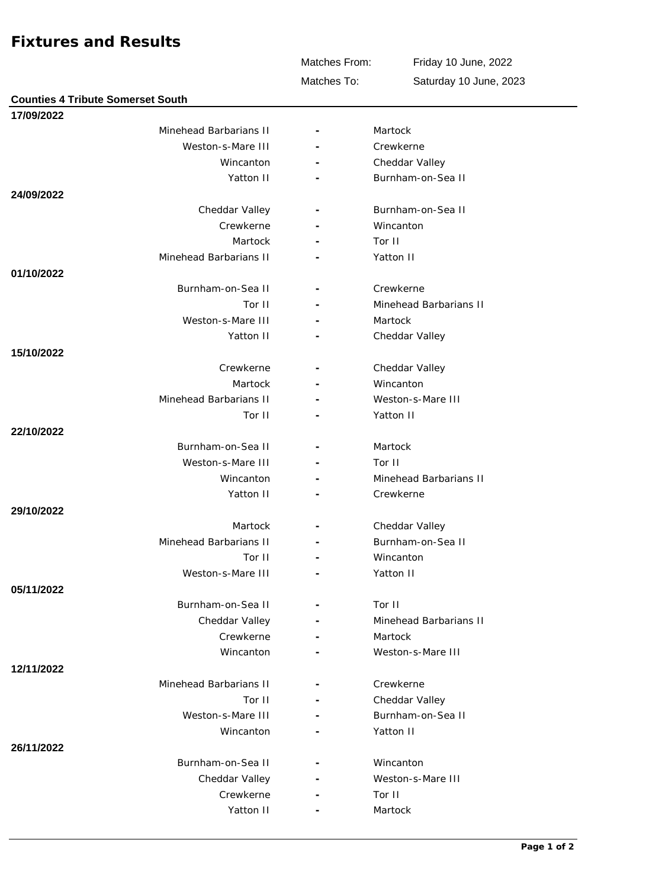# Fixtures and Results

| | |
|---|---|
| Matches From: | Friday 10 June, 2022 |
| Matches To: | Saturday 10 June, 2023 |

## Counties 4 Tribute Somerset South

### 17/09/2022

| Home | | Away |
|---|---|---|
| Minehead Barbarians II | - | Martock |
| Weston-s-Mare III | - | Crewkerne |
| Wincanton | - | Cheddar Valley |
| Yatton II | - | Burnham-on-Sea II |

### 24/09/2022

| Home | | Away |
|---|---|---|
| Cheddar Valley | - | Burnham-on-Sea II |
| Crewkerne | - | Wincanton |
| Martock | - | Tor II |
| Minehead Barbarians II | - | Yatton II |

### 01/10/2022

| Home | | Away |
|---|---|---|
| Burnham-on-Sea II | - | Crewkerne |
| Tor II | - | Minehead Barbarians II |
| Weston-s-Mare III | - | Martock |
| Yatton II | - | Cheddar Valley |

### 15/10/2022

| Home | | Away |
|---|---|---|
| Crewkerne | - | Cheddar Valley |
| Martock | - | Wincanton |
| Minehead Barbarians II | - | Weston-s-Mare III |
| Tor II | - | Yatton II |

### 22/10/2022

| Home | | Away |
|---|---|---|
| Burnham-on-Sea II | - | Martock |
| Weston-s-Mare III | - | Tor II |
| Wincanton | - | Minehead Barbarians II |
| Yatton II | - | Crewkerne |

### 29/10/2022

| Home | | Away |
|---|---|---|
| Martock | - | Cheddar Valley |
| Minehead Barbarians II | - | Burnham-on-Sea II |
| Tor II | - | Wincanton |
| Weston-s-Mare III | - | Yatton II |

### 05/11/2022

| Home | | Away |
|---|---|---|
| Burnham-on-Sea II | - | Tor II |
| Cheddar Valley | - | Minehead Barbarians II |
| Crewkerne | - | Martock |
| Wincanton | - | Weston-s-Mare III |

### 12/11/2022

| Home | | Away |
|---|---|---|
| Minehead Barbarians II | - | Crewkerne |
| Tor II | - | Cheddar Valley |
| Weston-s-Mare III | - | Burnham-on-Sea II |
| Wincanton | - | Yatton II |

### 26/11/2022

| Home | | Away |
|---|---|---|
| Burnham-on-Sea II | - | Wincanton |
| Cheddar Valley | - | Weston-s-Mare III |
| Crewkerne | - | Tor II |
| Yatton II | - | Martock |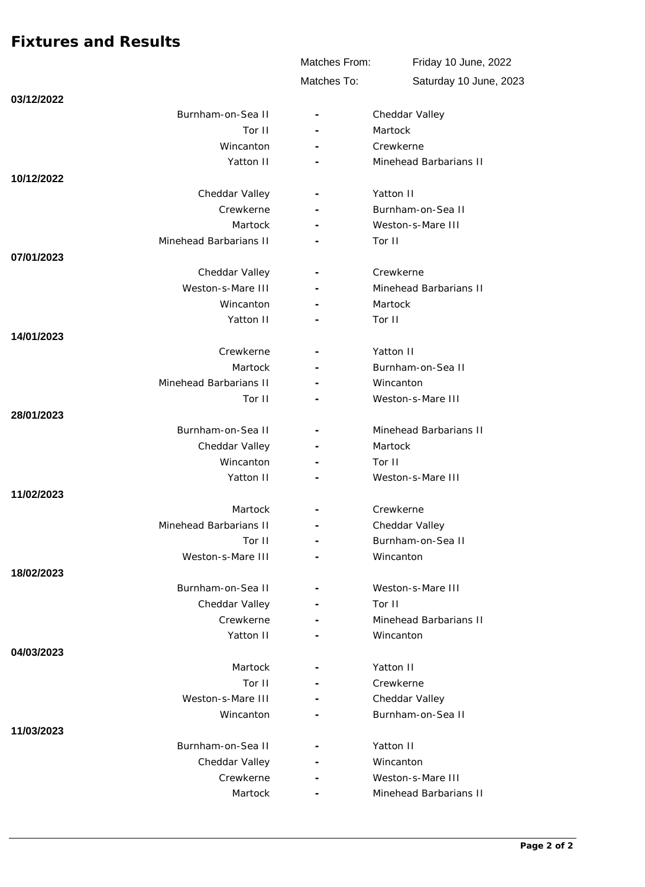# Fixtures and Results

| | |
|---|---|
| Matches From: | Friday 10 June, 2022 |
| Matches To: | Saturday 10 June, 2023 |

| Date | Home | | Away |
|---|---|---|---|
| 03/12/2022 | | | |
| | Burnham-on-Sea II | - | Cheddar Valley |
| | Tor II | - | Martock |
| | Wincanton | - | Crewkerne |
| | Yatton II | - | Minehead Barbarians II |
| 10/12/2022 | | | |
| | Cheddar Valley | - | Yatton II |
| | Crewkerne | - | Burnham-on-Sea II |
| | Martock | - | Weston-s-Mare III |
| | Minehead Barbarians II | - | Tor II |
| 07/01/2023 | | | |
| | Cheddar Valley | - | Crewkerne |
| | Weston-s-Mare III | - | Minehead Barbarians II |
| | Wincanton | - | Martock |
| | Yatton II | - | Tor II |
| 14/01/2023 | | | |
| | Crewkerne | - | Yatton II |
| | Martock | - | Burnham-on-Sea II |
| | Minehead Barbarians II | - | Wincanton |
| | Tor II | - | Weston-s-Mare III |
| 28/01/2023 | | | |
| | Burnham-on-Sea II | - | Minehead Barbarians II |
| | Cheddar Valley | - | Martock |
| | Wincanton | - | Tor II |
| | Yatton II | - | Weston-s-Mare III |
| 11/02/2023 | | | |
| | Martock | - | Crewkerne |
| | Minehead Barbarians II | - | Cheddar Valley |
| | Tor II | - | Burnham-on-Sea II |
| | Weston-s-Mare III | - | Wincanton |
| 18/02/2023 | | | |
| | Burnham-on-Sea II | - | Weston-s-Mare III |
| | Cheddar Valley | - | Tor II |
| | Crewkerne | - | Minehead Barbarians II |
| | Yatton II | - | Wincanton |
| 04/03/2023 | | | |
| | Martock | - | Yatton II |
| | Tor II | - | Crewkerne |
| | Weston-s-Mare III | - | Cheddar Valley |
| | Wincanton | - | Burnham-on-Sea II |
| 11/03/2023 | | | |
| | Burnham-on-Sea II | - | Yatton II |
| | Cheddar Valley | - | Wincanton |
| | Crewkerne | - | Weston-s-Mare III |
| | Martock | - | Minehead Barbarians II |